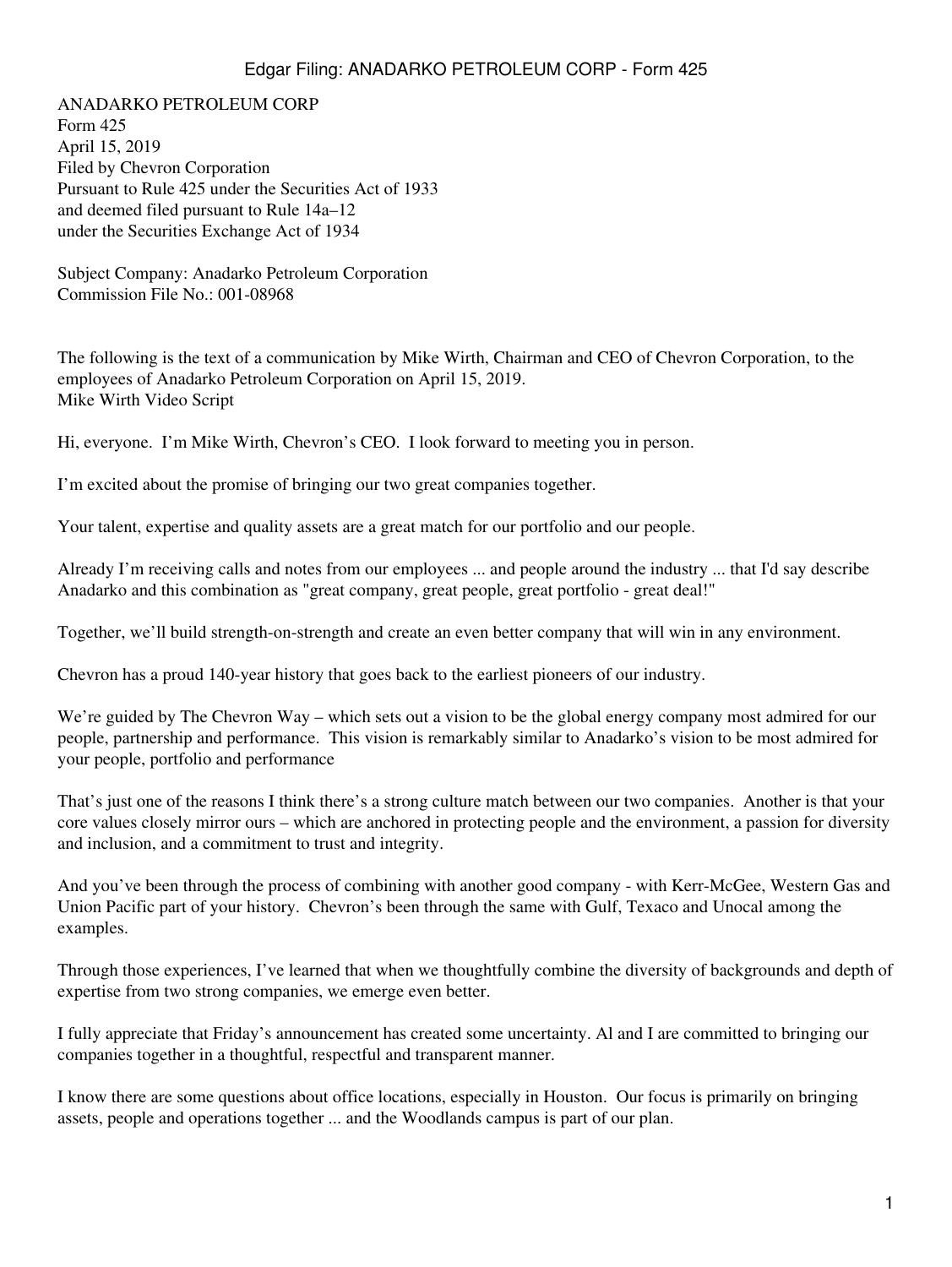ANADARKO PETROLEUM CORP
Form 425
April 15, 2019
Filed by Chevron Corporation
Pursuant to Rule 425 under the Securities Act of 1933
and deemed filed pursuant to Rule 14a–12
under the Securities Exchange Act of 1934

Subject Company: Anadarko Petroleum Corporation
Commission File No.: 001-08968

The following is the text of a communication by Mike Wirth, Chairman and CEO of Chevron Corporation, to the employees of Anadarko Petroleum Corporation on April 15, 2019.
Mike Wirth Video Script

Hi, everyone. I'm Mike Wirth, Chevron's CEO. I look forward to meeting you in person.

I'm excited about the promise of bringing our two great companies together.

Your talent, expertise and quality assets are a great match for our portfolio and our people.

Already I'm receiving calls and notes from our employees ... and people around the industry ... that I'd say describe Anadarko and this combination as "great company, great people, great portfolio - great deal!"

Together, we'll build strength-on-strength and create an even better company that will win in any environment.

Chevron has a proud 140-year history that goes back to the earliest pioneers of our industry.

We're guided by The Chevron Way – which sets out a vision to be the global energy company most admired for our people, partnership and performance. This vision is remarkably similar to Anadarko's vision to be most admired for your people, portfolio and performance

That's just one of the reasons I think there's a strong culture match between our two companies. Another is that your core values closely mirror ours – which are anchored in protecting people and the environment, a passion for diversity and inclusion, and a commitment to trust and integrity.

And you've been through the process of combining with another good company - with Kerr-McGee, Western Gas and Union Pacific part of your history. Chevron's been through the same with Gulf, Texaco and Unocal among the examples.

Through those experiences, I've learned that when we thoughtfully combine the diversity of backgrounds and depth of expertise from two strong companies, we emerge even better.

I fully appreciate that Friday's announcement has created some uncertainty. Al and I are committed to bringing our companies together in a thoughtful, respectful and transparent manner.

I know there are some questions about office locations, especially in Houston. Our focus is primarily on bringing assets, people and operations together ... and the Woodlands campus is part of our plan.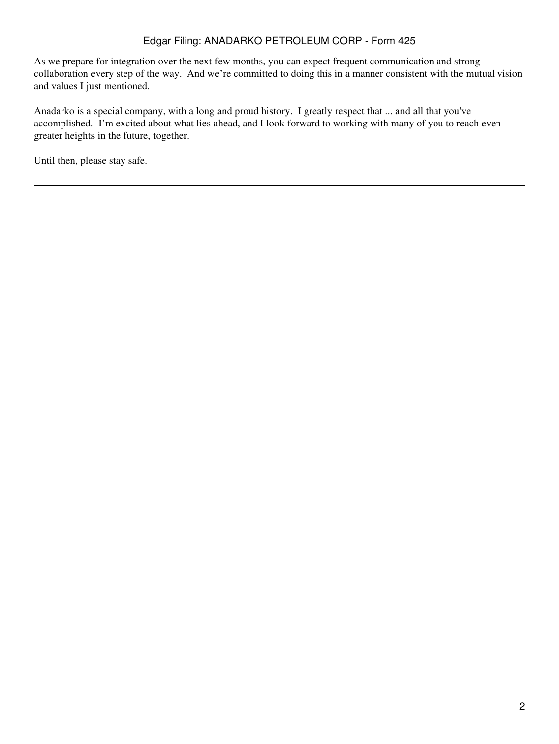As we prepare for integration over the next few months, you can expect frequent communication and strong collaboration every step of the way. And we're committed to doing this in a manner consistent with the mutual vision and values I just mentioned.

Anadarko is a special company, with a long and proud history. I greatly respect that ... and all that you've accomplished. I'm excited about what lies ahead, and I look forward to working with many of you to reach even greater heights in the future, together.

Until then, please stay safe.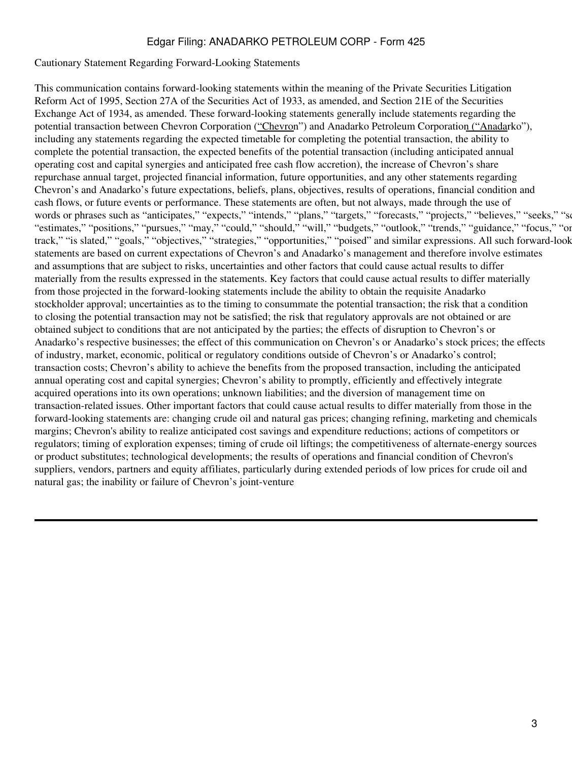Cautionary Statement Regarding Forward-Looking Statements

This communication contains forward-looking statements within the meaning of the Private Securities Litigation Reform Act of 1995, Section 27A of the Securities Act of 1933, as amended, and Section 21E of the Securities Exchange Act of 1934, as amended. These forward-looking statements generally include statements regarding the potential transaction between Chevron Corporation ("Chevron") and Anadarko Petroleum Corporation ("Anadarko"), including any statements regarding the expected timetable for completing the potential transaction, the ability to complete the potential transaction, the expected benefits of the potential transaction (including anticipated annual operating cost and capital synergies and anticipated free cash flow accretion), the increase of Chevron's share repurchase annual target, projected financial information, future opportunities, and any other statements regarding Chevron's and Anadarko's future expectations, beliefs, plans, objectives, results of operations, financial condition and cash flows, or future events or performance. These statements are often, but not always, made through the use of words or phrases such as "anticipates," "expects," "intends," "plans," "targets," "forecasts," "projects," "believes," "seeks," "sc "estimates," "positions," "pursues," "may," "could," "should," "will," "budgets," "outlook," "trends," "guidance," "focus," "or track," "is slated," "goals," "objectives," "strategies," "opportunities," "poised" and similar expressions. All such forward-look statements are based on current expectations of Chevron's and Anadarko's management and therefore involve estimates and assumptions that are subject to risks, uncertainties and other factors that could cause actual results to differ materially from the results expressed in the statements. Key factors that could cause actual results to differ materially from those projected in the forward-looking statements include the ability to obtain the requisite Anadarko stockholder approval; uncertainties as to the timing to consummate the potential transaction; the risk that a condition to closing the potential transaction may not be satisfied; the risk that regulatory approvals are not obtained or are obtained subject to conditions that are not anticipated by the parties; the effects of disruption to Chevron's or Anadarko's respective businesses; the effect of this communication on Chevron's or Anadarko's stock prices; the effects of industry, market, economic, political or regulatory conditions outside of Chevron's or Anadarko's control; transaction costs; Chevron's ability to achieve the benefits from the proposed transaction, including the anticipated annual operating cost and capital synergies; Chevron's ability to promptly, efficiently and effectively integrate acquired operations into its own operations; unknown liabilities; and the diversion of management time on transaction-related issues. Other important factors that could cause actual results to differ materially from those in the forward-looking statements are: changing crude oil and natural gas prices; changing refining, marketing and chemicals margins; Chevron's ability to realize anticipated cost savings and expenditure reductions; actions of competitors or regulators; timing of exploration expenses; timing of crude oil liftings; the competitiveness of alternate-energy sources or product substitutes; technological developments; the results of operations and financial condition of Chevron's suppliers, vendors, partners and equity affiliates, particularly during extended periods of low prices for crude oil and natural gas; the inability or failure of Chevron's joint-venture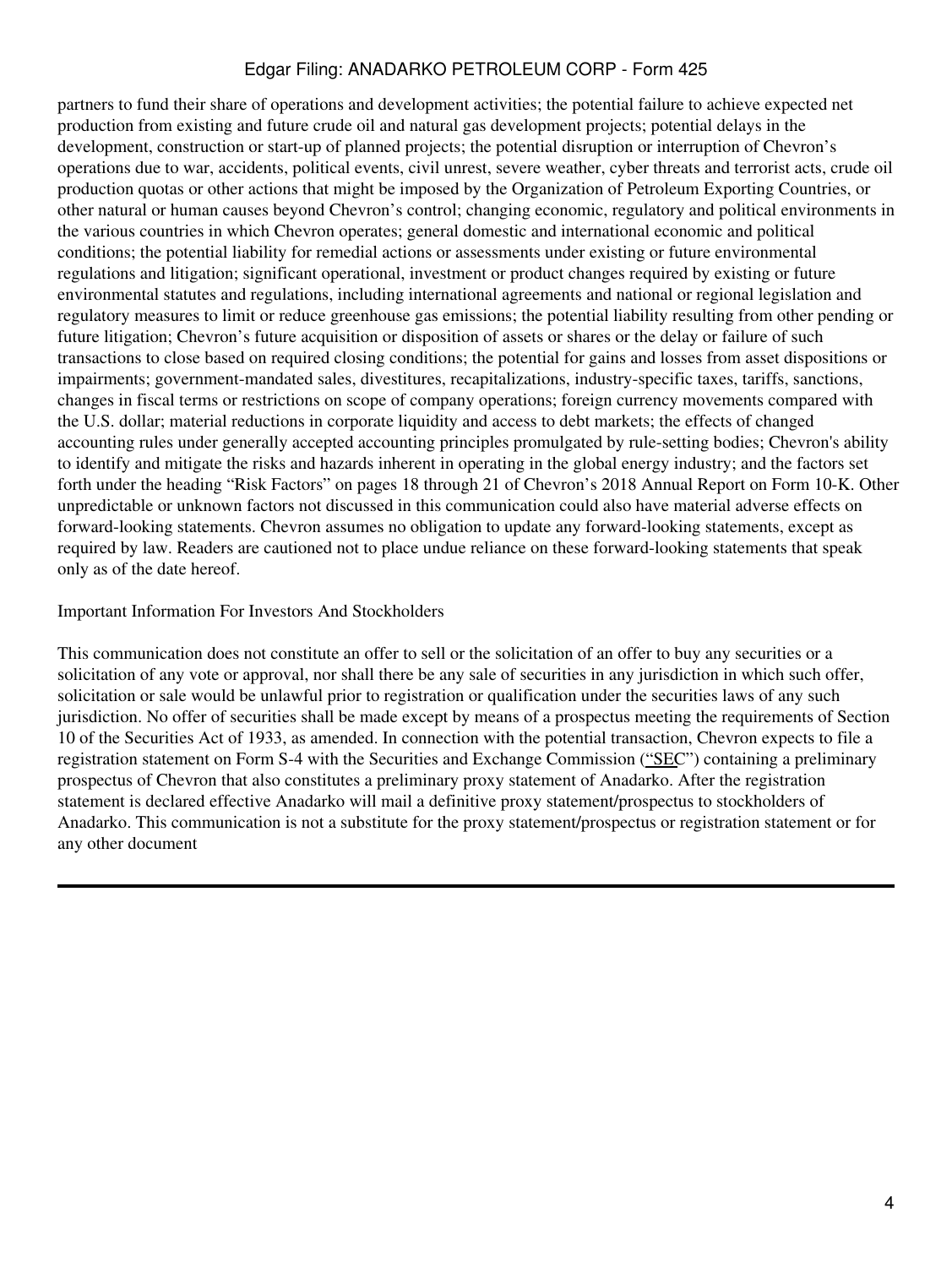partners to fund their share of operations and development activities; the potential failure to achieve expected net production from existing and future crude oil and natural gas development projects; potential delays in the development, construction or start-up of planned projects; the potential disruption or interruption of Chevron's operations due to war, accidents, political events, civil unrest, severe weather, cyber threats and terrorist acts, crude oil production quotas or other actions that might be imposed by the Organization of Petroleum Exporting Countries, or other natural or human causes beyond Chevron's control; changing economic, regulatory and political environments in the various countries in which Chevron operates; general domestic and international economic and political conditions; the potential liability for remedial actions or assessments under existing or future environmental regulations and litigation; significant operational, investment or product changes required by existing or future environmental statutes and regulations, including international agreements and national or regional legislation and regulatory measures to limit or reduce greenhouse gas emissions; the potential liability resulting from other pending or future litigation; Chevron's future acquisition or disposition of assets or shares or the delay or failure of such transactions to close based on required closing conditions; the potential for gains and losses from asset dispositions or impairments; government-mandated sales, divestitures, recapitalizations, industry-specific taxes, tariffs, sanctions, changes in fiscal terms or restrictions on scope of company operations; foreign currency movements compared with the U.S. dollar; material reductions in corporate liquidity and access to debt markets; the effects of changed accounting rules under generally accepted accounting principles promulgated by rule-setting bodies; Chevron's ability to identify and mitigate the risks and hazards inherent in operating in the global energy industry; and the factors set forth under the heading "Risk Factors" on pages 18 through 21 of Chevron's 2018 Annual Report on Form 10-K. Other unpredictable or unknown factors not discussed in this communication could also have material adverse effects on forward-looking statements. Chevron assumes no obligation to update any forward-looking statements, except as required by law. Readers are cautioned not to place undue reliance on these forward-looking statements that speak only as of the date hereof.

Important Information For Investors And Stockholders

This communication does not constitute an offer to sell or the solicitation of an offer to buy any securities or a solicitation of any vote or approval, nor shall there be any sale of securities in any jurisdiction in which such offer, solicitation or sale would be unlawful prior to registration or qualification under the securities laws of any such jurisdiction. No offer of securities shall be made except by means of a prospectus meeting the requirements of Section 10 of the Securities Act of 1933, as amended. In connection with the potential transaction, Chevron expects to file a registration statement on Form S-4 with the Securities and Exchange Commission ("SEC") containing a preliminary prospectus of Chevron that also constitutes a preliminary proxy statement of Anadarko. After the registration statement is declared effective Anadarko will mail a definitive proxy statement/prospectus to stockholders of Anadarko. This communication is not a substitute for the proxy statement/prospectus or registration statement or for any other document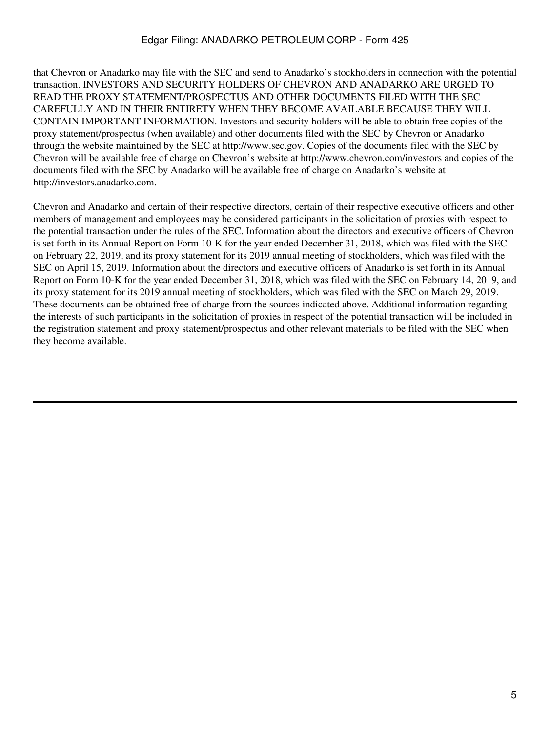that Chevron or Anadarko may file with the SEC and send to Anadarko's stockholders in connection with the potential transaction. INVESTORS AND SECURITY HOLDERS OF CHEVRON AND ANADARKO ARE URGED TO READ THE PROXY STATEMENT/PROSPECTUS AND OTHER DOCUMENTS FILED WITH THE SEC CAREFULLY AND IN THEIR ENTIRETY WHEN THEY BECOME AVAILABLE BECAUSE THEY WILL CONTAIN IMPORTANT INFORMATION. Investors and security holders will be able to obtain free copies of the proxy statement/prospectus (when available) and other documents filed with the SEC by Chevron or Anadarko through the website maintained by the SEC at http://www.sec.gov. Copies of the documents filed with the SEC by Chevron will be available free of charge on Chevron's website at http://www.chevron.com/investors and copies of the documents filed with the SEC by Anadarko will be available free of charge on Anadarko's website at http://investors.anadarko.com.

Chevron and Anadarko and certain of their respective directors, certain of their respective executive officers and other members of management and employees may be considered participants in the solicitation of proxies with respect to the potential transaction under the rules of the SEC. Information about the directors and executive officers of Chevron is set forth in its Annual Report on Form 10-K for the year ended December 31, 2018, which was filed with the SEC on February 22, 2019, and its proxy statement for its 2019 annual meeting of stockholders, which was filed with the SEC on April 15, 2019. Information about the directors and executive officers of Anadarko is set forth in its Annual Report on Form 10-K for the year ended December 31, 2018, which was filed with the SEC on February 14, 2019, and its proxy statement for its 2019 annual meeting of stockholders, which was filed with the SEC on March 29, 2019. These documents can be obtained free of charge from the sources indicated above. Additional information regarding the interests of such participants in the solicitation of proxies in respect of the potential transaction will be included in the registration statement and proxy statement/prospectus and other relevant materials to be filed with the SEC when they become available.